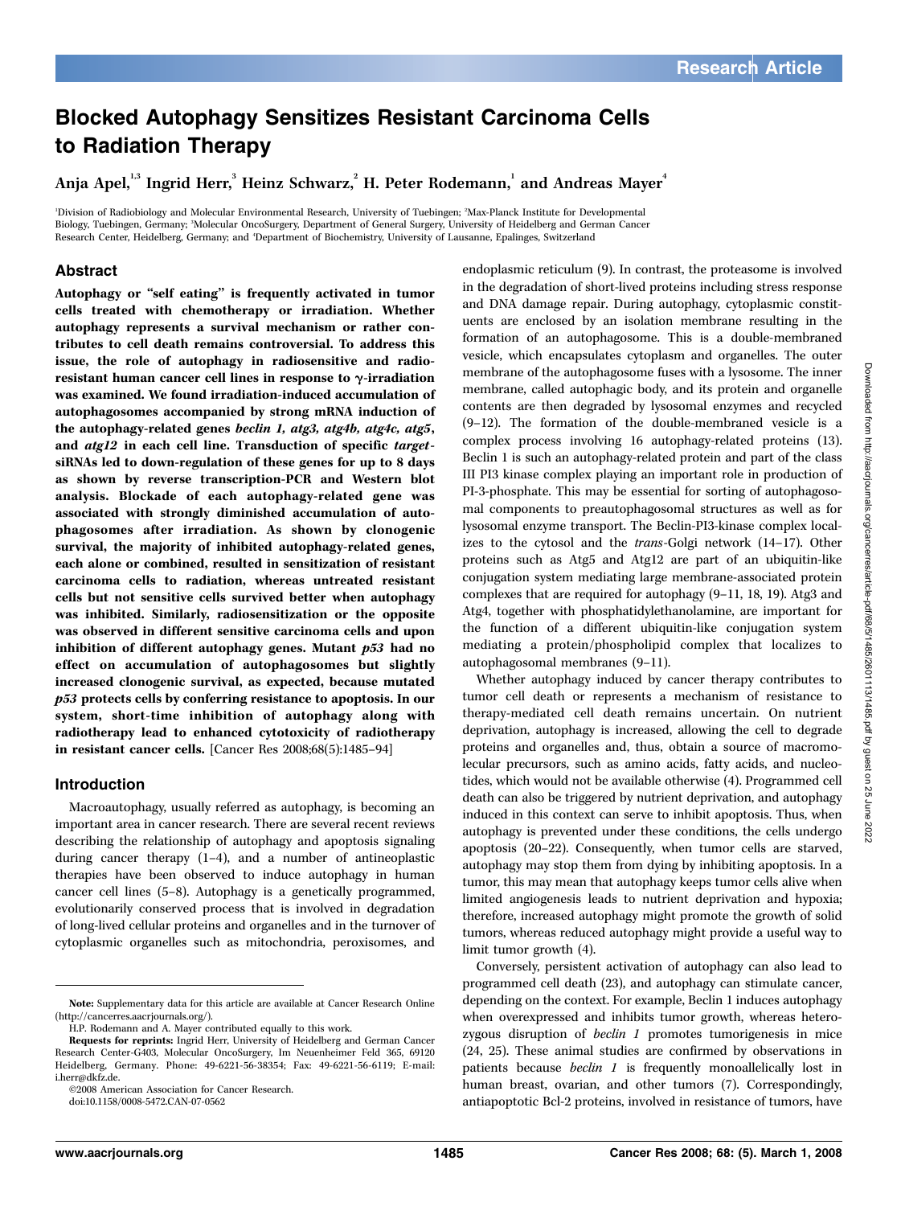# Blocked Autophagy Sensitizes Resistant Carcinoma Cells to Radiation Therapy

Anja Apel,[1,3] Ingrid Herr,[3] Heinz Schwarz,[2] H. Peter Rodemann,[1] and Andreas Mayer[4]

[1]Division of Radiobiology and Molecular Environmental Research, University of Tuebingen; [2]Max-Planck Institute for Developmental Biology, Tuebingen, Germany; [3]Molecular OncoSurgery, Department of General Surgery, University of Heidelberg and German Cancer Research Center, Heidelberg, Germany; and [4]Department of Biochemistry, University of Lausanne, Epalinges, Switzerland

## Abstract

**Autophagy or "self eating" is frequently activated in tumor cells treated with chemotherapy or irradiation. Whether autophagy represents a survival mechanism or rather contributes to cell death remains controversial. To address this issue, the role of autophagy in radiosensitive and radioresistant human cancer cell lines in response to γ-irradiation was examined. We found irradiation-induced accumulation of autophagosomes accompanied by strong mRNA induction of the autophagy-related genes *beclin 1, atg3, atg4b, atg4c, atg5,* and *atg12* in each cell line. Transduction of specific *target*-siRNAs led to down-regulation of these genes for up to 8 days as shown by reverse transcription-PCR and Western blot analysis. Blockade of each autophagy-related gene was associated with strongly diminished accumulation of autophagosomes after irradiation. As shown by clonogenic survival, the majority of inhibited autophagy-related genes, each alone or combined, resulted in sensitization of resistant carcinoma cells to radiation, whereas untreated resistant cells but not sensitive cells survived better when autophagy was inhibited. Similarly, radiosensitization or the opposite was observed in different sensitive carcinoma cells and upon inhibition of different autophagy genes. Mutant *p53* had no effect on accumulation of autophagosomes but slightly increased clonogenic survival, as expected, because mutated *p53* protects cells by conferring resistance to apoptosis. In our system, short-time inhibition of autophagy along with radiotherapy lead to enhanced cytotoxicity of radiotherapy in resistant cancer cells.** [Cancer Res 2008;68(5):1485–94]

## Introduction

Macroautophagy, usually referred as autophagy, is becoming an important area in cancer research. There are several recent reviews describing the relationship of autophagy and apoptosis signaling during cancer therapy (1–4), and a number of antineoplastic therapies have been observed to induce autophagy in human cancer cell lines (5–8). Autophagy is a genetically programmed, evolutionarily conserved process that is involved in degradation of long-lived cellular proteins and organelles and in the turnover of cytoplasmic organelles such as mitochondria, peroxisomes, and endoplasmic reticulum (9). In contrast, the proteasome is involved in the degradation of short-lived proteins including stress response and DNA damage repair. During autophagy, cytoplasmic constituents are enclosed by an isolation membrane resulting in the formation of an autophagosome. This is a double-membraned vesicle, which encapsulates cytoplasm and organelles. The outer membrane of the autophagosome fuses with a lysosome. The inner membrane, called autophagic body, and its protein and organelle contents are then degraded by lysosomal enzymes and recycled (9–12). The formation of the double-membraned vesicle is a complex process involving 16 autophagy-related proteins (13). Beclin 1 is such an autophagy-related protein and part of the class III PI3 kinase complex playing an important role in production of PI-3-phosphate. This may be essential for sorting of autophagosomal components to preautophagosomal structures as well as for lysosomal enzyme transport. The Beclin-PI3-kinase complex localizes to the cytosol and the *trans*-Golgi network (14–17). Other proteins such as Atg5 and Atg12 are part of an ubiquitin-like conjugation system mediating large membrane-associated protein complexes that are required for autophagy (9–11, 18, 19). Atg3 and Atg4, together with phosphatidylethanolamine, are important for the function of a different ubiquitin-like conjugation system mediating a protein/phospholipid complex that localizes to autophagosomal membranes (9–11).

Whether autophagy induced by cancer therapy contributes to tumor cell death or represents a mechanism of resistance to therapy-mediated cell death remains uncertain. On nutrient deprivation, autophagy is increased, allowing the cell to degrade proteins and organelles and, thus, obtain a source of macromolecular precursors, such as amino acids, fatty acids, and nucleotides, which would not be available otherwise (4). Programmed cell death can also be triggered by nutrient deprivation, and autophagy induced in this context can serve to inhibit apoptosis. Thus, when autophagy is prevented under these conditions, the cells undergo apoptosis (20–22). Consequently, when tumor cells are starved, autophagy may stop them from dying by inhibiting apoptosis. In a tumor, this may mean that autophagy keeps tumor cells alive when limited angiogenesis leads to nutrient deprivation and hypoxia; therefore, increased autophagy might promote the growth of solid tumors, whereas reduced autophagy might provide a useful way to limit tumor growth (4).

Conversely, persistent activation of autophagy can also lead to programmed cell death (23), and autophagy can stimulate cancer, depending on the context. For example, Beclin 1 induces autophagy when overexpressed and inhibits tumor growth, whereas heterozygous disruption of *beclin 1* promotes tumorigenesis in mice (24, 25). These animal studies are confirmed by observations in patients because *beclin 1* is frequently monoallelically lost in human breast, ovarian, and other tumors (7). Correspondingly, antiapoptotic Bcl-2 proteins, involved in resistance of tumors, have

**Note:** Supplementary data for this article are available at Cancer Research Online (http://cancerres.aacrjournals.org/).

H.P. Rodemann and A. Mayer contributed equally to this work.

**Requests for reprints:** Ingrid Herr, University of Heidelberg and German Cancer Research Center-G403, Molecular OncoSurgery, Im Neuenheimer Feld 365, 69120 Heidelberg, Germany. Phone: 49-6221-56-38354; Fax: 49-6221-56-6119; E-mail: i.herr@dkfz.de.

©2008 American Association for Cancer Research.

doi:10.1158/0008-5472.CAN-07-0562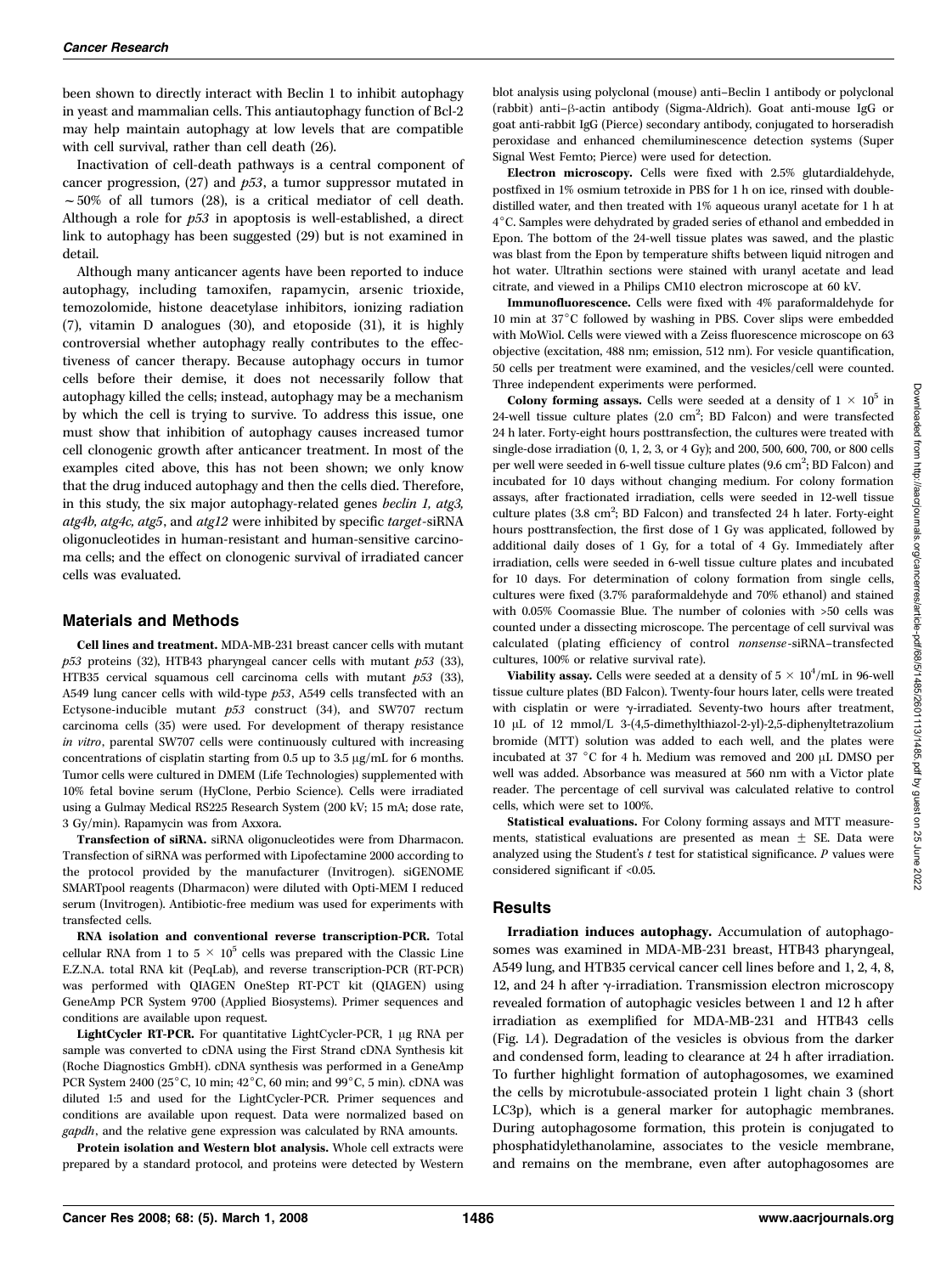been shown to directly interact with Beclin 1 to inhibit autophagy in yeast and mammalian cells. This antiautophagy function of Bcl-2 may help maintain autophagy at low levels that are compatible with cell survival, rather than cell death (26).

Inactivation of cell-death pathways is a central component of cancer progression, (27) and *p53*, a tumor suppressor mutated in ~50% of all tumors (28), is a critical mediator of cell death. Although a role for *p53* in apoptosis is well-established, a direct link to autophagy has been suggested (29) but is not examined in detail.

Although many anticancer agents have been reported to induce autophagy, including tamoxifen, rapamycin, arsenic trioxide, temozolomide, histone deacetylase inhibitors, ionizing radiation (7), vitamin D analogues (30), and etoposide (31), it is highly controversial whether autophagy really contributes to the effectiveness of cancer therapy. Because autophagy occurs in tumor cells before their demise, it does not necessarily follow that autophagy killed the cells; instead, autophagy may be a mechanism by which the cell is trying to survive. To address this issue, one must show that inhibition of autophagy causes increased tumor cell clonogenic growth after anticancer treatment. In most of the examples cited above, this has not been shown; we only know that the drug induced autophagy and then the cells died. Therefore, in this study, the six major autophagy-related genes *beclin 1, atg3, atg4b, atg4c, atg5*, and *atg12* were inhibited by specific *target*-siRNA oligonucleotides in human-resistant and human-sensitive carcinoma cells; and the effect on clonogenic survival of irradiated cancer cells was evaluated.

## Materials and Methods

**Cell lines and treatment.** MDA-MB-231 breast cancer cells with mutant *p53* proteins (32), HTB43 pharyngeal cancer cells with mutant *p53* (33), HTB35 cervical squamous cell carcinoma cells with mutant *p53* (33), A549 lung cancer cells with wild-type *p53*, A549 cells transfected with an Ectysone-inducible mutant *p53* construct (34), and SW707 rectum carcinoma cells (35) were used. For development of therapy resistance *in vitro*, parental SW707 cells were continuously cultured with increasing concentrations of cisplatin starting from 0.5 up to 3.5 μg/mL for 6 months. Tumor cells were cultured in DMEM (Life Technologies) supplemented with 10% fetal bovine serum (HyClone, Perbio Science). Cells were irradiated using a Gulmay Medical RS225 Research System (200 kV; 15 mA; dose rate, 3 Gy/min). Rapamycin was from Axxora.

**Transfection of siRNA.** siRNA oligonucleotides were from Dharmacon. Transfection of siRNA was performed with Lipofectamine 2000 according to the protocol provided by the manufacturer (Invitrogen). siGENOME SMARTpool reagents (Dharmacon) were diluted with Opti-MEM I reduced serum (Invitrogen). Antibiotic-free medium was used for experiments with transfected cells.

**RNA isolation and conventional reverse transcription-PCR.** Total cellular RNA from 1 to $5 \times 10^5$ cells was prepared with the Classic Line E.Z.N.A. total RNA kit (PeqLab), and reverse transcription-PCR (RT-PCR) was performed with QIAGEN OneStep RT-PCT kit (QIAGEN) using GeneAmp PCR System 9700 (Applied Biosystems). Primer sequences and conditions are available upon request.

**LightCycler RT-PCR.** For quantitative LightCycler-PCR, 1 μg RNA per sample was converted to cDNA using the First Strand cDNA Synthesis kit (Roche Diagnostics GmbH). cDNA synthesis was performed in a GeneAmp PCR System 2400 (25°C, 10 min; 42°C, 60 min; and 99°C, 5 min). cDNA was diluted 1:5 and used for the LightCycler-PCR. Primer sequences and conditions are available upon request. Data were normalized based on *gapdh*, and the relative gene expression was calculated by RNA amounts.

**Protein isolation and Western blot analysis.** Whole cell extracts were prepared by a standard protocol, and proteins were detected by Western blot analysis using polyclonal (mouse) anti–Beclin 1 antibody or polyclonal (rabbit) anti–β-actin antibody (Sigma-Aldrich). Goat anti-mouse IgG or goat anti-rabbit IgG (Pierce) secondary antibody, conjugated to horseradish peroxidase and enhanced chemiluminescence detection systems (Super Signal West Femto; Pierce) were used for detection.

**Electron microscopy.** Cells were fixed with 2.5% glutardialdehyde, postfixed in 1% osmium tetroxide in PBS for 1 h on ice, rinsed with double-distilled water, and then treated with 1% aqueous uranyl acetate for 1 h at 4°C. Samples were dehydrated by graded series of ethanol and embedded in Epon. The bottom of the 24-well tissue plates was sawed, and the plastic was blast from the Epon by temperature shifts between liquid nitrogen and hot water. Ultrathin sections were stained with uranyl acetate and lead citrate, and viewed in a Philips CM10 electron microscope at 60 kV.

**Immunofluorescence.** Cells were fixed with 4% paraformaldehyde for 10 min at 37°C followed by washing in PBS. Cover slips were embedded with MoWiol. Cells were viewed with a Zeiss fluorescence microscope on 63 objective (excitation, 488 nm; emission, 512 nm). For vesicle quantification, 50 cells per treatment were examined, and the vesicles/cell were counted. Three independent experiments were performed.

**Colony forming assays.** Cells were seeded at a density of $1 \times 10^5$ in 24-well tissue culture plates (2.0 $cm^2$; BD Falcon) and were transfected 24 h later. Forty-eight hours posttransfection, the cultures were treated with single-dose irradiation (0, 1, 2, 3, or 4 Gy); and 200, 500, 600, 700, or 800 cells per well were seeded in 6-well tissue culture plates (9.6 $cm^2$; BD Falcon) and incubated for 10 days without changing medium. For colony formation assays, after fractionated irradiation, cells were seeded in 12-well tissue culture plates (3.8 $cm^2$; BD Falcon) and transfected 24 h later. Forty-eight hours posttransfection, the first dose of 1 Gy was applicated, followed by additional daily doses of 1 Gy, for a total of 4 Gy. Immediately after irradiation, cells were seeded in 6-well tissue culture plates and incubated for 10 days. For determination of colony formation from single cells, cultures were fixed (3.7% paraformaldehyde and 70% ethanol) and stained with 0.05% Coomassie Blue. The number of colonies with >50 cells was counted under a dissecting microscope. The percentage of cell survival was calculated (plating efficiency of control *nonsense*-siRNA–transfected cultures, 100% or relative survival rate).

**Viability assay.** Cells were seeded at a density of $5 \times 10^4$/mL in 96-well tissue culture plates (BD Falcon). Twenty-four hours later, cells were treated with cisplatin or were γ-irradiated. Seventy-two hours after treatment, 10 μL of 12 mmol/L 3-(4,5-dimethylthiazol-2-yl)-2,5-diphenyltetrazolium bromide (MTT) solution was added to each well, and the plates were incubated at 37 °C for 4 h. Medium was removed and 200 μL DMSO per well was added. Absorbance was measured at 560 nm with a Victor plate reader. The percentage of cell survival was calculated relative to control cells, which were set to 100%.

**Statistical evaluations.** For Colony forming assays and MTT measurements, statistical evaluations are presented as mean ± SE. Data were analyzed using the Student's *t* test for statistical significance. *P* values were considered significant if <0.05.

## Results

**Irradiation induces autophagy.** Accumulation of autophagosomes was examined in MDA-MB-231 breast, HTB43 pharyngeal, A549 lung, and HTB35 cervical cancer cell lines before and 1, 2, 4, 8, 12, and 24 h after γ-irradiation. Transmission electron microscopy revealed formation of autophagic vesicles between 1 and 12 h after irradiation as exemplified for MDA-MB-231 and HTB43 cells (Fig. 1*A*). Degradation of the vesicles is obvious from the darker and condensed form, leading to clearance at 24 h after irradiation. To further highlight formation of autophagosomes, we examined the cells by microtubule-associated protein 1 light chain 3 (short LC3p), which is a general marker for autophagic membranes. During autophagosome formation, this protein is conjugated to phosphatidylethanolamine, associates to the vesicle membrane, and remains on the membrane, even after autophagosomes are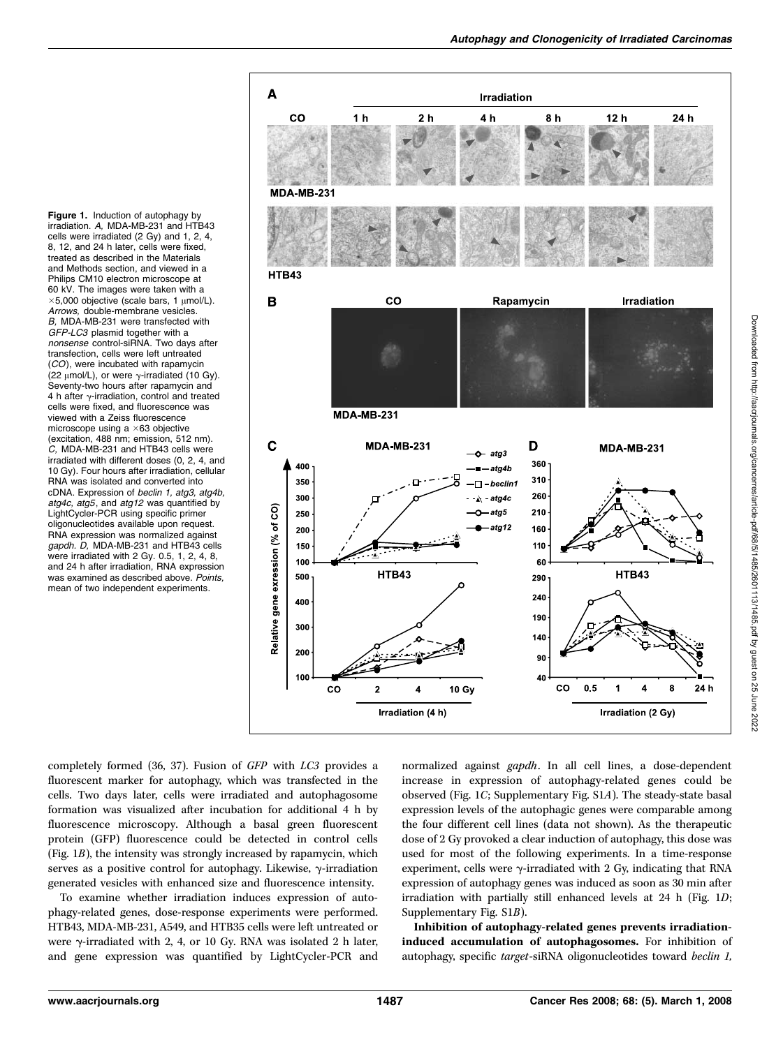A

Irradiation

CO 1 h 2 h 4 h 8 h 12 h 24 h

MDA-MB-231

HTB43

B

CO Rapamycin Irradiation

MDA-MB-231

C

MDA-MB-231

atg3
atg4b
beclin1
atg4c
atg5
atg12

Relative gene expression (% of CO)

400
350
300
250
200
150
100

HTB43

500
400
300
200
100

CO 2 4 10 Gy

Irradiation (4 h)

D

MDA-MB-231

360
310
260
210
160
110
60

HTB43

290
240
190
140
90
40

CO 0.5 1 4 8 24 h

Irradiation (2 Gy)

**Figure 1.** Induction of autophagy by irradiation. *A,* MDA-MB-231 and HTB43 cells were irradiated (2 Gy) and 1, 2, 4, 8, 12, and 24 h later, cells were fixed, treated as described in the Materials and Methods section, and viewed in a Philips CM10 electron microscope at 60 kV. The images were taken with a ×5,000 objective (scale bars, 1 μmol/L). *Arrows,* double-membrane vesicles. *B,* MDA-MB-231 were transfected with *GFP-LC3* plasmid together with a *nonsense* control-siRNA. Two days after transfection, cells were left untreated (*CO*), were incubated with rapamycin (22 μmol/L), or were γ-irradiated (10 Gy). Seventy-two hours after rapamycin and 4 h after γ-irradiation, control and treated cells were fixed, and fluorescence was viewed with a Zeiss fluorescence microscope using a ×63 objective (excitation, 488 nm; emission, 512 nm). *C,* MDA-MB-231 and HTB43 cells were irradiated with different doses (0, 2, 4, and 10 Gy). Four hours after irradiation, cellular RNA was isolated and converted into cDNA. Expression of *beclin 1, atg3, atg4b, atg4c, atg5*, and *atg12* was quantified by LightCycler-PCR using specific primer oligonucleotides available upon request. RNA expression was normalized against *gapdh*. *D,* MDA-MB-231 and HTB43 cells were irradiated with 2 Gy. 0.5, 1, 2, 4, 8, and 24 h after irradiation, RNA expression was examined as described above. *Points,* mean of two independent experiments.

completely formed (36, 37). Fusion of *GFP* with *LC3* provides a fluorescent marker for autophagy, which was transfected in the cells. Two days later, cells were irradiated and autophagosome formation was visualized after incubation for additional 4 h by fluorescence microscopy. Although a basal green fluorescent protein (GFP) fluorescence could be detected in control cells (Fig. 1*B*), the intensity was strongly increased by rapamycin, which serves as a positive control for autophagy. Likewise, γ-irradiation generated vesicles with enhanced size and fluorescence intensity.

To examine whether irradiation induces expression of autophagy-related genes, dose-response experiments were performed. HTB43, MDA-MB-231, A549, and HTB35 cells were left untreated or were γ-irradiated with 2, 4, or 10 Gy. RNA was isolated 2 h later, and gene expression was quantified by LightCycler-PCR and normalized against *gapdh*. In all cell lines, a dose-dependent increase in expression of autophagy-related genes could be observed (Fig. 1*C*; Supplementary Fig. S1*A*). The steady-state basal expression levels of the autophagic genes were comparable among the four different cell lines (data not shown). As the therapeutic dose of 2 Gy provoked a clear induction of autophagy, this dose was used for most of the following experiments. In a time-response experiment, cells were γ-irradiated with 2 Gy, indicating that RNA expression of autophagy genes was induced as soon as 30 min after irradiation with partially still enhanced levels at 24 h (Fig. 1*D*; Supplementary Fig. S1*B*).

**Inhibition of autophagy-related genes prevents irradiation-induced accumulation of autophagosomes.** For inhibition of autophagy, specific *target*-siRNA oligonucleotides toward *beclin 1,*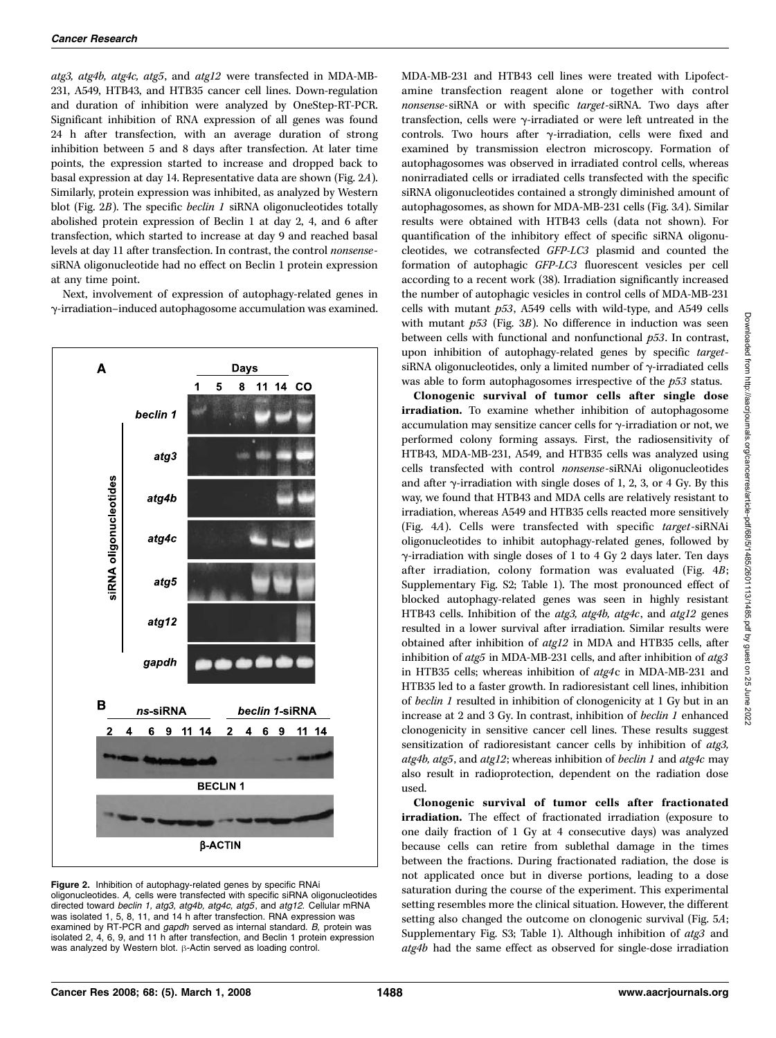*atg3, atg4b, atg4c, atg5*, and *atg12* were transfected in MDA-MB-231, A549, HTB43, and HTB35 cancer cell lines. Down-regulation and duration of inhibition were analyzed by OneStep-RT-PCR. Significant inhibition of RNA expression of all genes was found 24 h after transfection, with an average duration of strong inhibition between 5 and 8 days after transfection. At later time points, the expression started to increase and dropped back to basal expression at day 14. Representative data are shown (Fig. 2*A*). Similarly, protein expression was inhibited, as analyzed by Western blot (Fig. 2*B*). The specific *beclin 1* siRNA oligonucleotides totally abolished protein expression of Beclin 1 at day 2, 4, and 6 after transfection, which started to increase at day 9 and reached basal levels at day 11 after transfection. In contrast, the control *nonsense*-siRNA oligonucleotide had no effect on Beclin 1 protein expression at any time point.

Next, involvement of expression of autophagy-related genes in γ-irradiation–induced autophagosome accumulation was examined.

A

Days

1 5 8 11 14 CO

beclin 1

atg3

atg4b

atg4c

atg5

atg12

gapdh

siRNA oligonucleotides

B

ns-siRNA

beclin 1-siRNA

2 4 6 9 11 14 2 4 6 9 11 14

BECLIN 1

β-ACTIN

**Figure 2.** Inhibition of autophagy-related genes by specific RNAi oligonucleotides. *A,* cells were transfected with specific siRNA oligonucleotides directed toward *beclin 1, atg3, atg4b, atg4c, atg5*, and *atg12.* Cellular mRNA was isolated 1, 5, 8, 11, and 14 h after transfection. RNA expression was examined by RT-PCR and *gapdh* served as internal standard. *B,* protein was isolated 2, 4, 6, 9, and 11 h after transfection, and Beclin 1 protein expression was analyzed by Western blot. β-Actin served as loading control.

MDA-MB-231 and HTB43 cell lines were treated with Lipofectamine transfection reagent alone or together with control *nonsense*-siRNA or with specific *target*-siRNA. Two days after transfection, cells were γ-irradiated or were left untreated in the controls. Two hours after γ-irradiation, cells were fixed and examined by transmission electron microscopy. Formation of autophagosomes was observed in irradiated control cells, whereas nonirradiated cells or irradiated cells transfected with the specific siRNA oligonucleotides contained a strongly diminished amount of autophagosomes, as shown for MDA-MB-231 cells (Fig. 3*A*). Similar results were obtained with HTB43 cells (data not shown). For quantification of the inhibitory effect of specific siRNA oligonucleotides, we cotransfected *GFP-LC3* plasmid and counted the formation of autophagic *GFP-LC3* fluorescent vesicles per cell according to a recent work (38). Irradiation significantly increased the number of autophagic vesicles in control cells of MDA-MB-231 cells with mutant *p53*, A549 cells with wild-type, and A549 cells with mutant *p53* (Fig. 3*B*). No difference in induction was seen between cells with functional and nonfunctional *p53*. In contrast, upon inhibition of autophagy-related genes by specific *target*-siRNA oligonucleotides, only a limited number of γ-irradiated cells was able to form autophagosomes irrespective of the *p53* status.

**Clonogenic survival of tumor cells after single dose irradiation.** To examine whether inhibition of autophagosome accumulation may sensitize cancer cells for γ-irradiation or not, we performed colony forming assays. First, the radiosensitivity of HTB43, MDA-MB-231, A549, and HTB35 cells was analyzed using cells transfected with control *nonsense*-siRNAi oligonucleotides and after γ-irradiation with single doses of 1, 2, 3, or 4 Gy. By this way, we found that HTB43 and MDA cells are relatively resistant to irradiation, whereas A549 and HTB35 cells reacted more sensitively (Fig. 4*A*). Cells were transfected with specific *target*-siRNAi oligonucleotides to inhibit autophagy-related genes, followed by γ-irradiation with single doses of 1 to 4 Gy 2 days later. Ten days after irradiation, colony formation was evaluated (Fig. 4*B*; Supplementary Fig. S2; Table 1). The most pronounced effect of blocked autophagy-related genes was seen in highly resistant HTB43 cells. Inhibition of the *atg3, atg4b, atg4c*, and *atg12* genes resulted in a lower survival after irradiation. Similar results were obtained after inhibition of *atg12* in MDA and HTB35 cells, after inhibition of *atg5* in MDA-MB-231 cells, and after inhibition of *atg3* in HTB35 cells; whereas inhibition of *atg4c* in MDA-MB-231 and HTB35 led to a faster growth. In radioresistant cell lines, inhibition of *beclin 1* resulted in inhibition of clonogenicity at 1 Gy but in an increase at 2 and 3 Gy. In contrast, inhibition of *beclin 1* enhanced clonogenicity in sensitive cancer cell lines. These results suggest sensitization of radioresistant cancer cells by inhibition of *atg3, atg4b, atg5*, and *atg12*; whereas inhibition of *beclin 1* and *atg4c* may also result in radioprotection, dependent on the radiation dose used.

**Clonogenic survival of tumor cells after fractionated irradiation.** The effect of fractionated irradiation (exposure to one daily fraction of 1 Gy at 4 consecutive days) was analyzed because cells can retire from sublethal damage in the times between the fractions. During fractionated radiation, the dose is not applicated once but in diverse portions, leading to a dose saturation during the course of the experiment. This experimental setting resembles more the clinical situation. However, the different setting also changed the outcome on clonogenic survival (Fig. 5*A*; Supplementary Fig. S3; Table 1). Although inhibition of *atg3* and *atg4b* had the same effect as observed for single-dose irradiation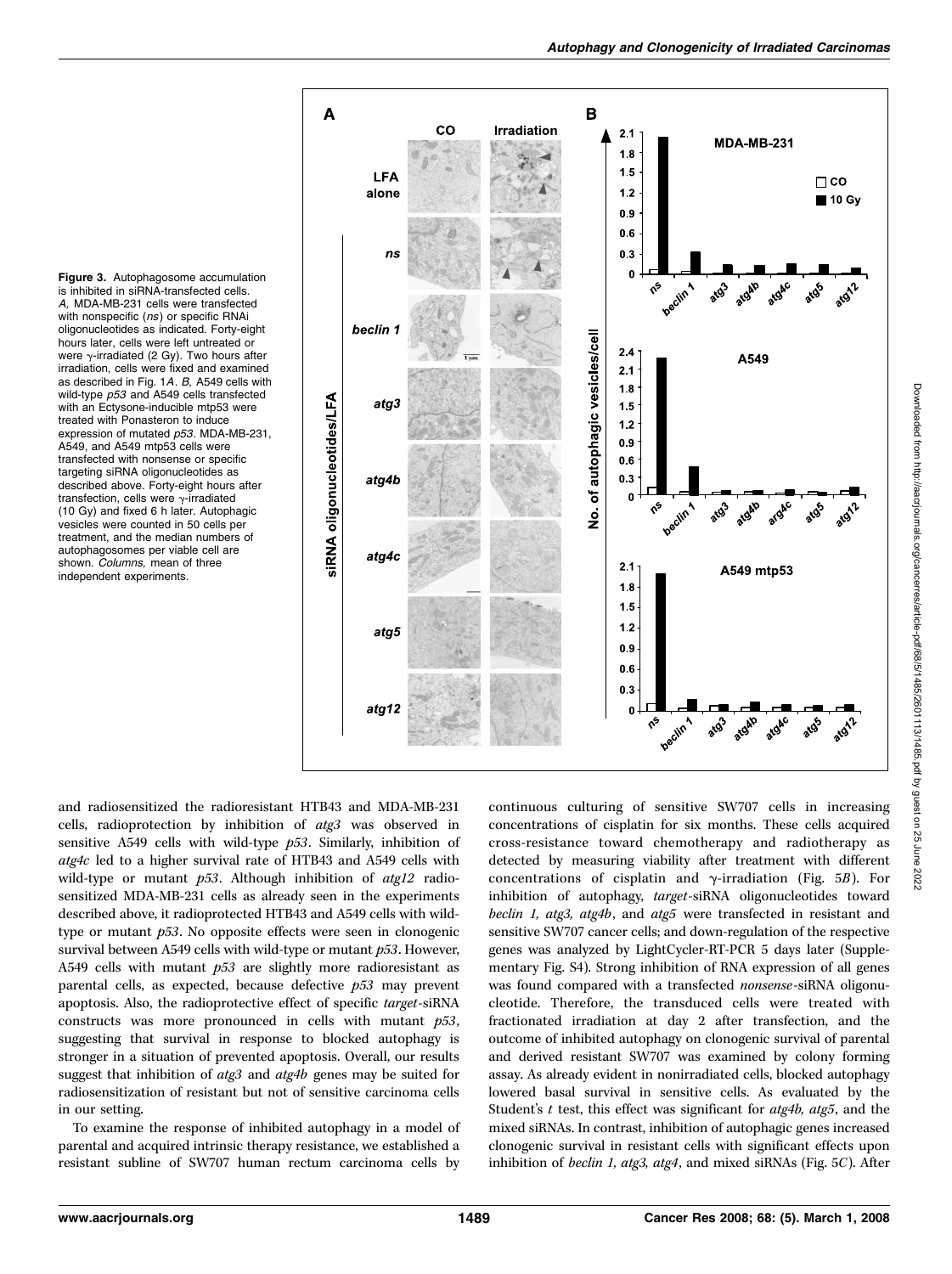A

CO

Irradiation

LFA alone

siRNA oligonucleotides/LFA

ns

beclin 1

atg3

atg4b

atg4c

atg5

atg12

B

No. of autophagic vesicles/cell

MDA-MB-231

□ CO

■ 10 Gy

2.1
1.8
1.5
1.2
0.9
0.6
0.3
0

ns beclin 1 atg3 atg4b atg4c atg5 atg12

A549

2.4
2.1
1.8
1.5
1.2
0.9
0.6
0.3
0

ns beclin 1 atg3 atg4b arg4c atg5 atg12

A549 mtp53

2.1
1.8
1.5
1.2
0.9
0.6
0.3
0

ns beclin 1 atg3 atg4b atg4c atg5 atg12

**Figure 3.** Autophagosome accumulation is inhibited in siRNA-transfected cells. *A,* MDA-MB-231 cells were transfected with nonspecific (*ns*) or specific RNAi oligonucleotides as indicated. Forty-eight hours later, cells were left untreated or were γ-irradiated (2 Gy). Two hours after irradiation, cells were fixed and examined as described in Fig. 1*A*. *B,* A549 cells with wild-type *p53* and A549 cells transfected with an Ectysone-inducible mtp53 were treated with Ponasteron to induce expression of mutated *p53*. MDA-MB-231, A549, and A549 mtp53 cells were transfected with nonsense or specific targeting siRNA oligonucleotides as described above. Forty-eight hours after transfection, cells were γ-irradiated (10 Gy) and fixed 6 h later. Autophagic vesicles were counted in 50 cells per treatment, and the median numbers of autophagosomes per viable cell are shown. *Columns,* mean of three independent experiments.

and radiosensitized the radioresistant HTB43 and MDA-MB-231 cells, radioprotection by inhibition of *atg3* was observed in sensitive A549 cells with wild-type *p53*. Similarly, inhibition of *atg4c* led to a higher survival rate of HTB43 and A549 cells with wild-type or mutant *p53*. Although inhibition of *atg12* radiosensitized MDA-MB-231 cells as already seen in the experiments described above, it radioprotected HTB43 and A549 cells with wild-type or mutant *p53*. No opposite effects were seen in clonogenic survival between A549 cells with wild-type or mutant *p53*. However, A549 cells with mutant *p53* are slightly more radioresistant as parental cells, as expected, because defective *p53* may prevent apoptosis. Also, the radioprotective effect of specific *target*-siRNA constructs was more pronounced in cells with mutant *p53*, suggesting that survival in response to blocked autophagy is stronger in a situation of prevented apoptosis. Overall, our results suggest that inhibition of *atg3* and *atg4b* genes may be suited for radiosensitization of resistant but not of sensitive carcinoma cells in our setting.

To examine the response of inhibited autophagy in a model of parental and acquired intrinsic therapy resistance, we established a resistant subline of SW707 human rectum carcinoma cells by continuous culturing of sensitive SW707 cells in increasing concentrations of cisplatin for six months. These cells acquired cross-resistance toward chemotherapy and radiotherapy as detected by measuring viability after treatment with different concentrations of cisplatin and γ-irradiation (Fig. 5*B*). For inhibition of autophagy, *target*-siRNA oligonucleotides toward *beclin 1, atg3, atg4b*, and *atg5* were transfected in resistant and sensitive SW707 cancer cells; and down-regulation of the respective genes was analyzed by LightCycler-RT-PCR 5 days later (Supplementary Fig. S4). Strong inhibition of RNA expression of all genes was found compared with a transfected *nonsense*-siRNA oligonucleotide. Therefore, the transduced cells were treated with fractionated irradiation at day 2 after transfection, and the outcome of inhibited autophagy on clonogenic survival of parental and derived resistant SW707 was examined by colony forming assay. As already evident in nonirradiated cells, blocked autophagy lowered basal survival in sensitive cells. As evaluated by the Student's *t* test, this effect was significant for *atg4b, atg5*, and the mixed siRNAs. In contrast, inhibition of autophagic genes increased clonogenic survival in resistant cells with significant effects upon inhibition of *beclin 1, atg3, atg4*, and mixed siRNAs (Fig. 5*C*). After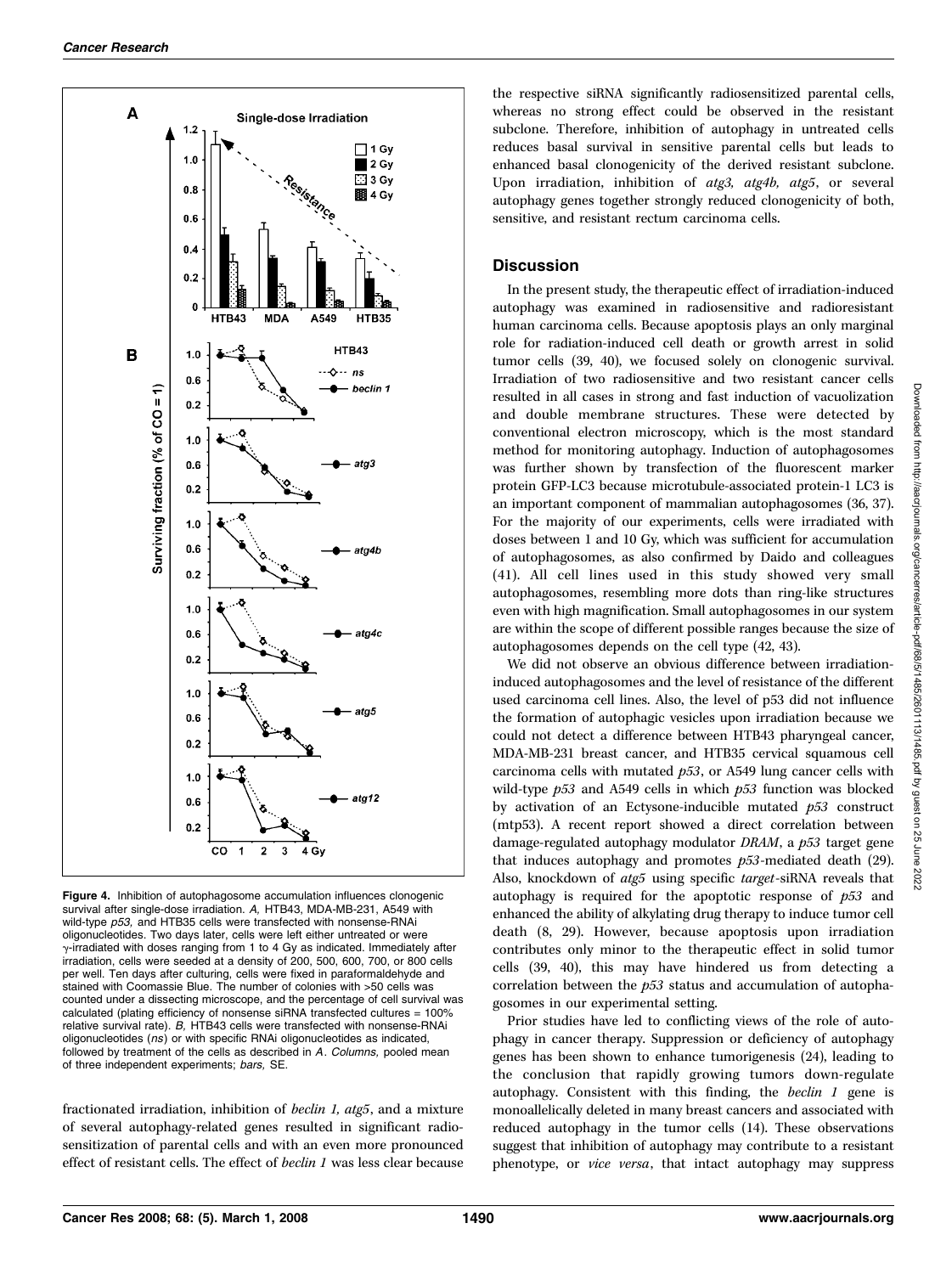A

Single-dose Irradiation

1.2

1.0

0.8

0.6

0.4

0.2

0

HTB43 MDA A549 HTB35

1 Gy
2 Gy
3 Gy
4 Gy

Resistance

B

Surviving fraction (% of CO = 1)

HTB43

ns

beclin 1

atg3

atg4b

atg4c

atg5

atg12

1.0
0.6
0.2

CO 1 2 3 4 Gy

**Figure 4.** Inhibition of autophagosome accumulation influences clonogenic survival after single-dose irradiation. *A,* HTB43, MDA-MB-231, A549 with wild-type *p53,* and HTB35 cells were transfected with nonsense-RNAi oligonucleotides. Two days later, cells were left either untreated or were γ-irradiated with doses ranging from 1 to 4 Gy as indicated. Immediately after irradiation, cells were seeded at a density of 200, 500, 600, 700, or 800 cells per well. Ten days after culturing, cells were fixed in paraformaldehyde and stained with Coomassie Blue. The number of colonies with >50 cells was counted under a dissecting microscope, and the percentage of cell survival was calculated (plating efficiency of nonsense siRNA transfected cultures = 100% relative survival rate). *B,* HTB43 cells were transfected with nonsense-RNAi oligonucleotides (*ns*) or with specific RNAi oligonucleotides as indicated, followed by treatment of the cells as described in *A*. *Columns,* pooled mean of three independent experiments; *bars,* SE.

fractionated irradiation, inhibition of *beclin 1, atg5*, and a mixture of several autophagy-related genes resulted in significant radiosensitization of parental cells and with an even more pronounced effect of resistant cells. The effect of *beclin 1* was less clear because the respective siRNA significantly radiosensitized parental cells, whereas no strong effect could be observed in the resistant subclone. Therefore, inhibition of autophagy in untreated cells reduces basal survival in sensitive parental cells but leads to enhanced basal clonogenicity of the derived resistant subclone. Upon irradiation, inhibition of *atg3, atg4b, atg5*, or several autophagy genes together strongly reduced clonogenicity of both, sensitive, and resistant rectum carcinoma cells.

## Discussion

In the present study, the therapeutic effect of irradiation-induced autophagy was examined in radiosensitive and radioresistant human carcinoma cells. Because apoptosis plays an only marginal role for radiation-induced cell death or growth arrest in solid tumor cells (39, 40), we focused solely on clonogenic survival. Irradiation of two radiosensitive and two resistant cancer cells resulted in all cases in strong and fast induction of vacuolization and double membrane structures. These were detected by conventional electron microscopy, which is the most standard method for monitoring autophagy. Induction of autophagosomes was further shown by transfection of the fluorescent marker protein GFP-LC3 because microtubule-associated protein-1 LC3 is an important component of mammalian autophagosomes (36, 37). For the majority of our experiments, cells were irradiated with doses between 1 and 10 Gy, which was sufficient for accumulation of autophagosomes, as also confirmed by Daido and colleagues (41). All cell lines used in this study showed very small autophagosomes, resembling more dots than ring-like structures even with high magnification. Small autophagosomes in our system are within the scope of different possible ranges because the size of autophagosomes depends on the cell type (42, 43).

We did not observe an obvious difference between irradiation-induced autophagosomes and the level of resistance of the different used carcinoma cell lines. Also, the level of p53 did not influence the formation of autophagic vesicles upon irradiation because we could not detect a difference between HTB43 pharyngeal cancer, MDA-MB-231 breast cancer, and HTB35 cervical squamous cell carcinoma cells with mutated *p53*, or A549 lung cancer cells with wild-type *p53* and A549 cells in which *p53* function was blocked by activation of an Ectysone-inducible mutated *p53* construct (mtp53). A recent report showed a direct correlation between damage-regulated autophagy modulator *DRAM*, a *p53* target gene that induces autophagy and promotes *p53*-mediated death (29). Also, knockdown of *atg5* using specific *target*-siRNA reveals that autophagy is required for the apoptotic response of *p53* and enhanced the ability of alkylating drug therapy to induce tumor cell death (8, 29). However, because apoptosis upon irradiation contributes only minor to the therapeutic effect in solid tumor cells (39, 40), this may have hindered us from detecting a correlation between the *p53* status and accumulation of autophagosomes in our experimental setting.

Prior studies have led to conflicting views of the role of autophagy in cancer therapy. Suppression or deficiency of autophagy genes has been shown to enhance tumorigenesis (24), leading to the conclusion that rapidly growing tumors down-regulate autophagy. Consistent with this finding, the *beclin 1* gene is monoallelically deleted in many breast cancers and associated with reduced autophagy in the tumor cells (14). These observations suggest that inhibition of autophagy may contribute to a resistant phenotype, or *vice versa*, that intact autophagy may suppress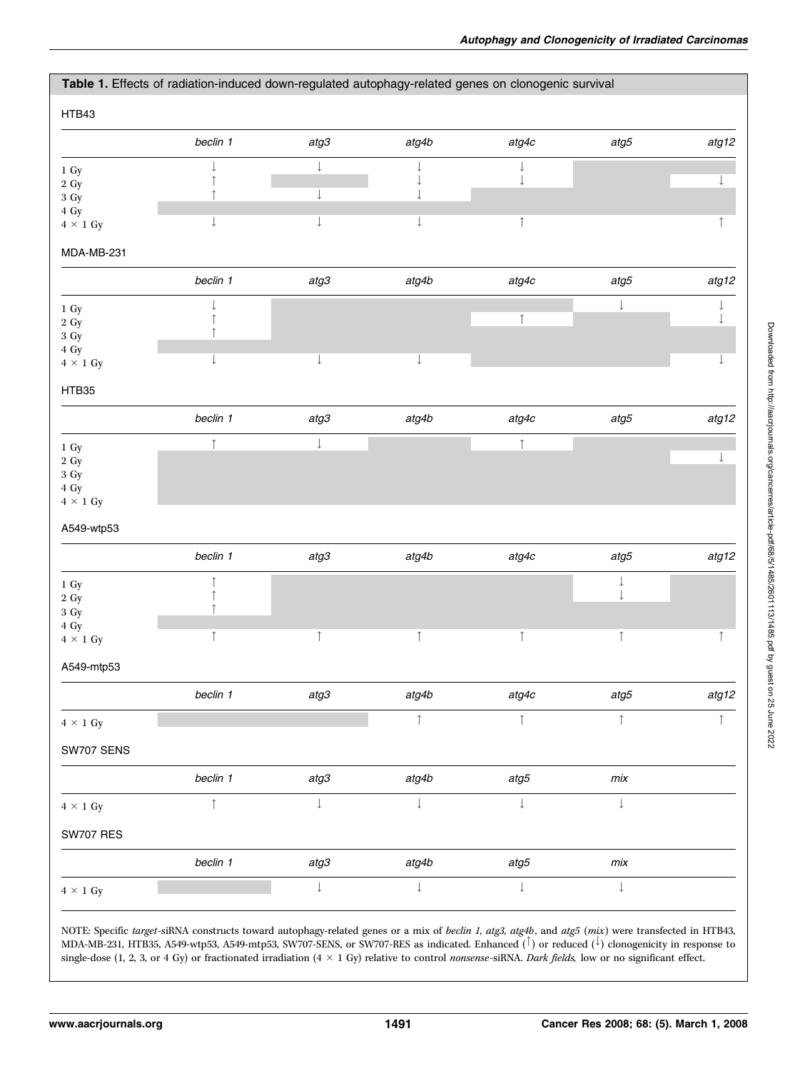**Table 1.** Effects of radiation-induced down-regulated autophagy-related genes on clonogenic survival

HTB43

| | *beclin 1* | *atg3* | *atg4b* | *atg4c* | *atg5* | *atg12* |
|---|---|---|---|---|---|---|
| 1 Gy | ↓ | ↓ | ↓ | ↓ | | |
| 2 Gy | ↑ | | ↓ | ↓ | | ↓ |
| 3 Gy | ↑ | ↓ | ↓ | | | |
| 4 Gy | | | | | | |
| 4 × 1 Gy | ↓ | ↓ | ↓ | ↑ | | ↑ |

MDA-MB-231

| | *beclin 1* | *atg3* | *atg4b* | *atg4c* | *atg5* | *atg12* |
|---|---|---|---|---|---|---|
| 1 Gy | ↓ | | | | ↓ | ↓ |
| 2 Gy | ↑ | | | ↑ | | ↓ |
| 3 Gy | ↑ | | | | | |
| 4 Gy | | | | | | |
| 4 × 1 Gy | ↓ | ↓ | ↓ | | | ↓ |

HTB35

| | *beclin 1* | *atg3* | *atg4b* | *atg4c* | *atg5* | *atg12* |
|---|---|---|---|---|---|---|
| 1 Gy | ↑ | ↓ | | ↑ | | |
| 2 Gy | | | | | | ↓ |
| 3 Gy | | | | | | |
| 4 Gy | | | | | | |
| 4 × 1 Gy | | | | | | |

A549-wtp53

| | *beclin 1* | *atg3* | *atg4b* | *atg4c* | *atg5* | *atg12* |
|---|---|---|---|---|---|---|
| 1 Gy | ↑ | | | | ↓ | |
| 2 Gy | ↑ | | | | ↓ | |
| 3 Gy | ↑ | | | | | |
| 4 Gy | | | | | | |
| 4 × 1 Gy | ↑ | ↑ | ↑ | ↑ | ↑ | ↑ |

A549-mtp53

| | *beclin 1* | *atg3* | *atg4b* | *atg4c* | *atg5* | *atg12* |
|---|---|---|---|---|---|---|
| 4 × 1 Gy | | | ↑ | ↑ | ↑ | ↑ |

SW707 SENS

| | *beclin 1* | *atg3* | *atg4b* | *atg5* | *mix* |
|---|---|---|---|---|---|
| 4 × 1 Gy | ↑ | ↓ | ↓ | ↓ | ↓ |

SW707 RES

| | *beclin 1* | *atg3* | *atg4b* | *atg5* | *mix* |
|---|---|---|---|---|---|
| 4 × 1 Gy | | ↓ | ↓ | ↓ | ↓ |

NOTE: Specific *target*-siRNA constructs toward autophagy-related genes or a mix of *beclin 1, atg3, atg4b*, and *atg5* (*mix*) were transfected in HTB43, MDA-MB-231, HTB35, A549-wtp53, A549-mtp53, SW707-SENS, or SW707-RES as indicated. Enhanced (↑) or reduced (↓) clonogenicity in response to single-dose (1, 2, 3, or 4 Gy) or fractionated irradiation (4 × 1 Gy) relative to control *nonsense*-siRNA. *Dark fields,* low or no significant effect.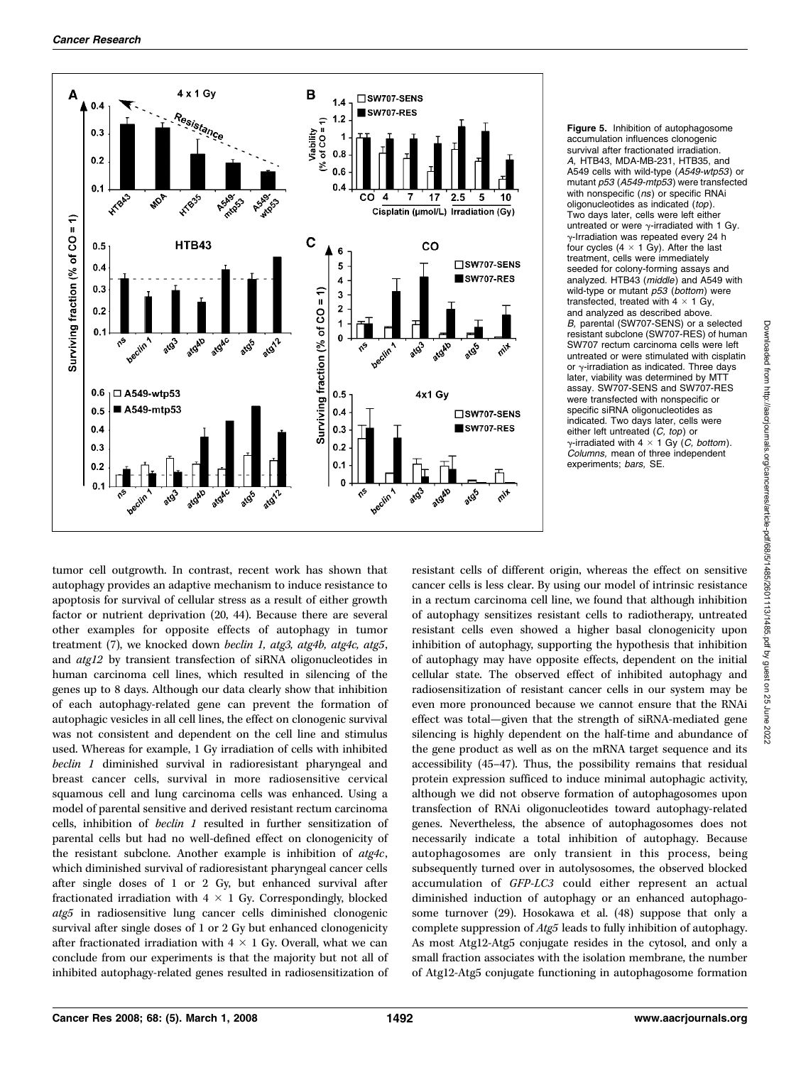A

4 x 1 Gy

Resistance

HTB43 MDA HTB35 A549-mtp53 A549-wtp53

B

SW707-SENS
SW707-RES

Viability (% of CO = 1)

CO 4 7 17 2.5 5 10

Cisplatin (μmol/L) Irradiation (Gy)

Surviving fraction (% of CO = 1)

HTB43

ns beclin 1 atg3 atg4b atg4c atg5 atg12

A549-wtp53
A549-mtp53

ns beclin 1 atg3 atg4b atg4c atg5 atg12

C

CO

SW707-SENS
SW707-RES

ns beclin 1 atg3 atg4b atg5 mix

4x1 Gy

SW707-SENS
SW707-RES

ns beclin 1 atg3 atg4b atg5 mix

**Figure 5.** Inhibition of autophagosome accumulation influences clonogenic survival after fractionated irradiation. *A,* HTB43, MDA-MB-231, HTB35, and A549 cells with wild-type (*A549-wtp53*) or mutant *p53* (*A549-mtp53*) were transfected with nonspecific (*ns*) or specific RNAi oligonucleotides as indicated (*top*). Two days later, cells were left either untreated or were γ-irradiated with 1 Gy. γ-Irradiation was repeated every 24 h four cycles (4 × 1 Gy). After the last treatment, cells were immediately seeded for colony-forming assays and analyzed. HTB43 (*middle*) and A549 with wild-type or mutant *p53* (*bottom*) were transfected, treated with 4 × 1 Gy, and analyzed as described above. *B,* parental (SW707-SENS) or a selected resistant subclone (SW707-RES) of human SW707 rectum carcinoma cells were left untreated or were stimulated with cisplatin or γ-irradiation as indicated. Three days later, viability was determined by MTT assay. SW707-SENS and SW707-RES were transfected with nonspecific or specific siRNA oligonucleotides as indicated. Two days later, cells were either left untreated (*C, top*) or γ-irradiated with 4 × 1 Gy (*C, bottom*). *Columns,* mean of three independent experiments; *bars,* SE.

tumor cell outgrowth. In contrast, recent work has shown that autophagy provides an adaptive mechanism to induce resistance to apoptosis for survival of cellular stress as a result of either growth factor or nutrient deprivation (20, 44). Because there are several other examples for opposite effects of autophagy in tumor treatment (7), we knocked down *beclin 1, atg3, atg4b, atg4c, atg5*, and *atg12* by transient transfection of siRNA oligonucleotides in human carcinoma cell lines, which resulted in silencing of the genes up to 8 days. Although our data clearly show that inhibition of each autophagy-related gene can prevent the formation of autophagic vesicles in all cell lines, the effect on clonogenic survival was not consistent and dependent on the cell line and stimulus used. Whereas for example, 1 Gy irradiation of cells with inhibited *beclin 1* diminished survival in radioresistant pharyngeal and breast cancer cells, survival in more radiosensitive cervical squamous cell and lung carcinoma cells was enhanced. Using a model of parental sensitive and derived resistant rectum carcinoma cells, inhibition of *beclin 1* resulted in further sensitization of parental cells but had no well-defined effect on clonogenicity of the resistant subclone. Another example is inhibition of *atg4c*, which diminished survival of radioresistant pharyngeal cancer cells after single doses of 1 or 2 Gy, but enhanced survival after fractionated irradiation with 4 × 1 Gy. Correspondingly, blocked *atg5* in radiosensitive lung cancer cells diminished clonogenic survival after single doses of 1 or 2 Gy but enhanced clonogenicity after fractionated irradiation with 4 × 1 Gy. Overall, what we can conclude from our experiments is that the majority but not all of inhibited autophagy-related genes resulted in radiosensitization of resistant cells of different origin, whereas the effect on sensitive cancer cells is less clear. By using our model of intrinsic resistance in a rectum carcinoma cell line, we found that although inhibition of autophagy sensitizes resistant cells to radiotherapy, untreated resistant cells even showed a higher basal clonogenicity upon inhibition of autophagy, supporting the hypothesis that inhibition of autophagy may have opposite effects, dependent on the initial cellular state. The observed effect of inhibited autophagy and radiosensitization of resistant cancer cells in our system may be even more pronounced because we cannot ensure that the RNAi effect was total—given that the strength of siRNA-mediated gene silencing is highly dependent on the half-time and abundance of the gene product as well as on the mRNA target sequence and its accessibility (45–47). Thus, the possibility remains that residual protein expression sufficed to induce minimal autophagic activity, although we did not observe formation of autophagosomes upon transfection of RNAi oligonucleotides toward autophagy-related genes. Nevertheless, the absence of autophagosomes does not necessarily indicate a total inhibition of autophagy. Because autophagosomes are only transient in this process, being subsequently turned over in autolysosomes, the observed blocked accumulation of *GFP-LC3* could either represent an actual diminished induction of autophagy or an enhanced autophagosome turnover (29). Hosokawa et al. (48) suppose that only a complete suppression of *Atg5* leads to fully inhibition of autophagy. As most Atg12-Atg5 conjugate resides in the cytosol, and only a small fraction associates with the isolation membrane, the number of Atg12-Atg5 conjugate functioning in autophagosome formation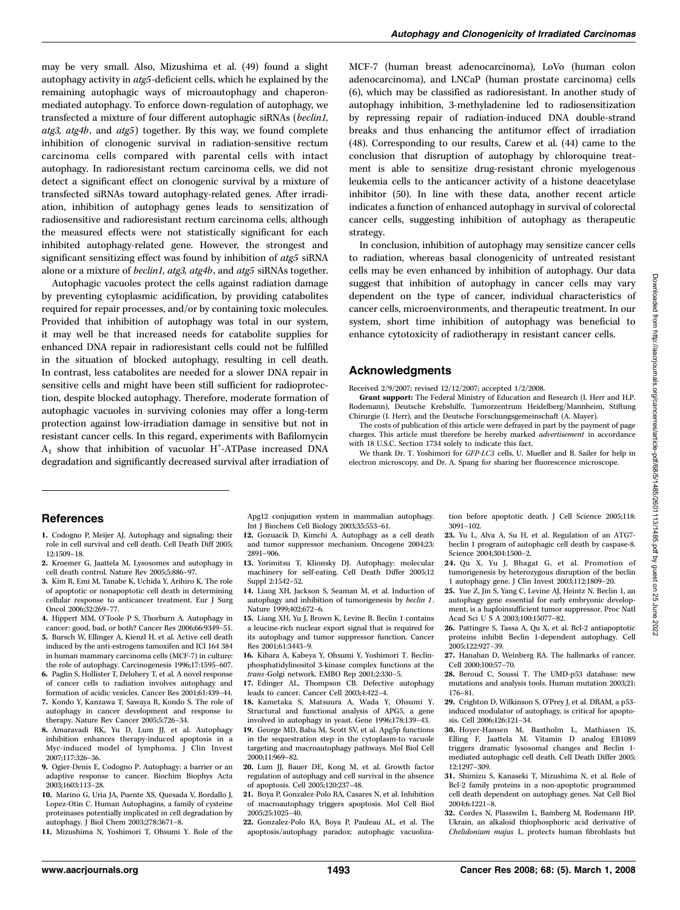may be very small. Also, Mizushima et al. (49) found a slight autophagy activity in *atg5*-deficient cells, which he explained by the remaining autophagic ways of microautophagy and chaperon-mediated autophagy. To enforce down-regulation of autophagy, we transfected a mixture of four different autophagic siRNAs (*beclin1, atg3, atg4b*, and *atg5*) together. By this way, we found complete inhibition of clonogenic survival in radiation-sensitive rectum carcinoma cells compared with parental cells with intact autophagy. In radioresistant rectum carcinoma cells, we did not detect a significant effect on clonogenic survival by a mixture of transfected siRNAs toward autophagy-related genes. After irradiation, inhibition of autophagy genes leads to sensitization of radiosensitive and radioresistant rectum carcinoma cells, although the measured effects were not statistically significant for each inhibited autophagy-related gene. However, the strongest and significant sensitizing effect was found by inhibition of *atg5* siRNA alone or a mixture of *beclin1, atg3, atg4b*, and *atg5* siRNAs together.

Autophagic vacuoles protect the cells against radiation damage by preventing cytoplasmic acidification, by providing catabolites required for repair processes, and/or by containing toxic molecules. Provided that inhibition of autophagy was total in our system, it may well be that increased needs for catabolite supplies for enhanced DNA repair in radioresistant cells could not be fulfilled in the situation of blocked autophagy, resulting in cell death. In contrast, less catabolites are needed for a slower DNA repair in sensitive cells and might have been still sufficient for radioprotection, despite blocked autophagy. Therefore, moderate formation of autophagic vacuoles in surviving colonies may offer a long-term protection against low-irradiation damage in sensitive but not in resistant cancer cells. In this regard, experiments with Bafilomycin $A_1$ show that inhibition of vacuolar $H^+$-ATPase increased DNA degradation and significantly decreased survival after irradiation of MCF-7 (human breast adenocarcinoma), LoVo (human colon adenocarcinoma), and LNCaP (human prostate carcinoma) cells (6), which may be classified as radioresistant. In another study of autophagy inhibition, 3-methyladenine led to radiosensitization by repressing repair of radiation-induced DNA double-strand breaks and thus enhancing the antitumor effect of irradiation (48). Corresponding to our results, Carew et al. (44) came to the conclusion that disruption of autophagy by chloroquine treatment is able to sensitize drug-resistant chronic myelogenous leukemia cells to the anticancer activity of a histone deacetylase inhibitor (50). In line with these data, another recent article indicates a function of enhanced autophagy in survival of colorectal cancer cells, suggesting inhibition of autophagy as therapeutic strategy.

In conclusion, inhibition of autophagy may sensitize cancer cells to radiation, whereas basal clonogenicity of untreated resistant cells may be even enhanced by inhibition of autophagy. Our data suggest that inhibition of autophagy in cancer cells may vary dependent on the type of cancer, individual characteristics of cancer cells, microenvironments, and therapeutic treatment. In our system, short time inhibition of autophagy was beneficial to enhance cytotoxicity of radiotherapy in resistant cancer cells.

## Acknowledgments

Received 2/9/2007; revised 12/12/2007; accepted 1/2/2008.

**Grant support:** The Federal Ministry of Education and Research (I. Herr and H.P. Rodemann), Deutsche Krebshilfe, Tumorzentrum Heidelberg/Mannheim, Stiftung Chirurgie (I. Herr), and the Deutsche Forschungsgemeinschaft (A. Mayer).

The costs of publication of this article were defrayed in part by the payment of page charges. This article must therefore be hereby marked *advertisement* in accordance with 18 U.S.C. Section 1734 solely to indicate this fact.

We thank Dr. T. Yoshimori for *GFP-LC3* cells, U. Mueller and B. Sailer for help in electron microscopy, and Dr. A. Spang for sharing her fluorescence microscope.

## References

1. Codogno P, Meijer AJ. Autophagy and signaling: their role in cell survival and cell death. Cell Death Diff 2005; 12:1509–18.
2. Kroemer G, Jaattela M. Lysosomes and autophagy in cell death control. Nature Rev 2005;5:886–97.
3. Kim R, Emi M, Tanabe K, Uchida Y, Arihiro K. The role of apoptotic or nonapoptotic cell death in determining cellular response to anticancer treatment. Eur J Surg Oncol 2006;32:269–77.
4. Hippert MM, O'Toole P S, Thorburn A. Autophagy in cancer: good, bad, or both? Cancer Res 2006;66:9349–51.
5. Bursch W, Ellinger A, Kienzl H, et al. Active cell death induced by the anti-estrogens tamoxifen and ICI 164 384 in human mammary carcinoma cells (MCF-7) in culture: the role of autophagy. Carcinogenesis 1996;17:1595–607.
6. Paglin S, Hollister T, Delohery T, et al. A novel response of cancer cells to radiation involves autophagy and formation of acidic vesicles. Cancer Res 2001;61:439–44.
7. Kondo Y, Kanzawa T, Sawaya R, Kondo S. The role of autophagy in cancer development and response to therapy. Nature Rev Cancer 2005;5:726–34.
8. Amaravadi RK, Yu D, Lum JJ, et al. Autophagy inhibition enhances therapy-induced apoptosis in a Myc-induced model of lymphoma. J Clin Invest 2007;117:326–36.
9. Ogier-Denis E, Codogno P. Autophagy: a barrier or an adaptive response to cancer. Biochim Biophys Acta 2003;1603:113–28.
10. Marino G, Uria JA, Puente XS, Quesada V, Bordallo J, Lopez-Otin C. Human Autophagins, a family of cysteine proteinases potentially implicated in cell degradation by autophagy. J Biol Chem 2003;278:3671–8.
11. Mizushima N, Yoshimori T, Ohsumi Y. Role of the Apg12 conjugation system in mammalian autophagy. Int J Biochem Cell Biology 2003;35:553–61.
12. Gozuacik D, Kimchi A. Autophagy as a cell death and tumor suppressor mechanism. Oncogene 2004;23: 2891–906.
13. Yorimitsu T, Klionsky DJ. Autophagy: molecular machinery for self-eating. Cell Death Differ 2005;12 Suppl 2:1542–52.
14. Liang XH, Jackson S, Seaman M, et al. Induction of autophagy and inhibition of tumorigenesis by *beclin 1*. Nature 1999;402:672–6.
15. Liang XH, Yu J, Brown K, Levine B. Beclin 1 contains a leucine-rich nuclear export signal that is required for its autophagy and tumor suppressor function. Cancer Res 2001;61:3443–9.
16. Kihara A, Kabeya Y, Ohsumi Y, Yoshimori T. Beclin-phosphatidylinositol 3-kinase complex functions at the *trans*-Golgi network. EMBO Rep 2001;2:330–5.
17. Edinger AL, Thompson CB. Defective autophagy leads to cancer. Cancer Cell 2003;4:422–4.
18. Kametaka S, Matsuura A, Wada Y, Ohsumi Y. Structural and functional analysis of APG5, a gene involved in autophagy in yeast. Gene 1996;178:139–43.
19. George MD, Baba M, Scott SV, et al. Apg5p functions in the sequestration step in the cytoplasm-to vacuole targeting and macroautophagy pathways. Mol Biol Cell 2000;11:969–82.
20. Lum JJ, Bauer DE, Kong M, et al. Growth factor regulation of autophagy and cell survival in the absence of apoptosis. Cell 2005;120:237–48.
21. Boya P, Gonzalez-Polo RA, Casares N, et al. Inhibition of macroautophagy triggers apoptosis. Mol Cell Biol 2005;25:1025–40.
22. Gonzalez-Polo RA, Boya P, Pauleau AL, et al. The apoptosis/autophagy paradox: autophagic vacuolization before apoptotic death. J Cell Science 2005;118: 3091–102.
23. Yu L, Alva A, Su H, et al. Regulation of an ATG7-beclin 1 program of autophagic cell death by caspase-8. Science 2004;304:1500–2.
24. Qu X, Yu J, Bhagat G, et al. Promotion of tumorigenesis by heterozygous disruption of the beclin 1 autophagy gene. J Clin Invest 2003;112:1809–20.
25. Yue Z, Jin S, Yang C, Levine AJ, Heintz N. Beclin 1, an autophagy gene essential for early embryonic development, is a haploinsufficient tumor suppressor. Proc Natl Acad Sci U S A 2003;100:15077–82.
26. Pattingre S, Tassa A, Qu X, et al. Bcl-2 antiapoptotic proteins inhibit Beclin 1-dependent autophagy. Cell 2005;122:927–39.
27. Hanahan D, Weinberg RA. The hallmarks of cancer. Cell 2000;100:57–70.
28. Beroud C, Soussi T. The UMD-p53 database: new mutations and analysis tools. Human mutation 2003;21: 176–81.
29. Crighton D, Wilkinson S, O'Prey J, et al. DRAM, a p53-induced modulator of autophagy, is critical for apoptosis. Cell 2006;126:121–34.
30. Hoyer-Hansen M, Bastholm L, Mathiasen IS, Elling F, Jaattela M. Vitamin D analog EB1089 triggers dramatic lysosomal changes and Beclin 1-mediated autophagic cell death. Cell Death Differ 2005; 12:1297–309.
31. Shimizu S, Kanaseki T, Mizushima N, et al. Role of Bcl-2 family proteins in a non-apoptotic programmed cell death dependent on autophagy genes. Nat Cell Biol 2004;6:1221–8.
32. Cordes N, Plasswilm L, Bamberg M, Rodemann HP. Ukrain, an alkaloid thiophosphoric acid derivative of *Chelidonium majus* L. protects human fibroblasts but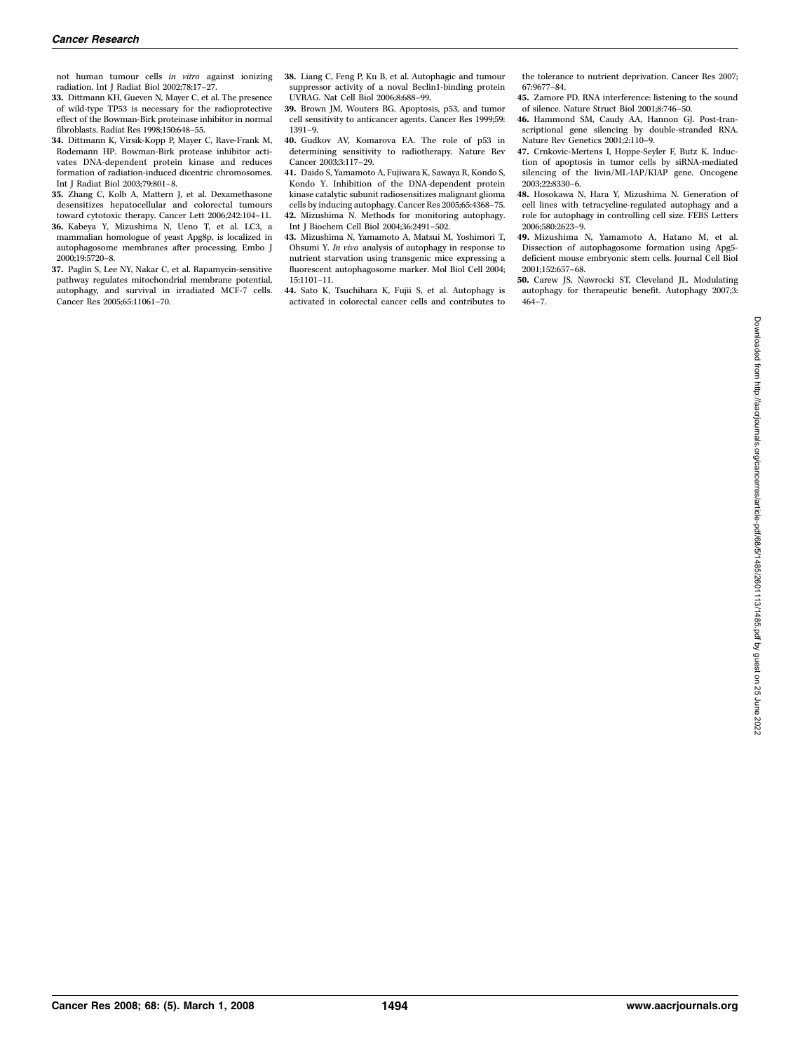not human tumour cells *in vitro* against ionizing radiation. Int J Radiat Biol 2002;78:17–27.

33. Dittmann KH, Gueven N, Mayer C, et al. The presence of wild-type TP53 is necessary for the radioprotective effect of the Bowman-Birk proteinase inhibitor in normal fibroblasts. Radiat Res 1998;150:648–55.

34. Dittmann K, Virsik-Kopp P, Mayer C, Rave-Frank M, Rodemann HP. Bowman-Birk protease inhibitor activates DNA-dependent protein kinase and reduces formation of radiation-induced dicentric chromosomes. Int J Radiat Biol 2003;79:801–8.

35. Zhang C, Kolb A, Mattern J, et al. Dexamethasone desensitizes hepatocellular and colorectal tumours toward cytotoxic therapy. Cancer Lett 2006;242:104–11.

36. Kabeya Y, Mizushima N, Ueno T, et al. LC3, a mammalian homologue of yeast Apg8p, is localized in autophagosome membranes after processing. Embo J 2000;19:5720–8.

37. Paglin S, Lee NY, Nakar C, et al. Rapamycin-sensitive pathway regulates mitochondrial membrane potential, autophagy, and survival in irradiated MCF-7 cells. Cancer Res 2005;65:11061–70.

38. Liang C, Feng P, Ku B, et al. Autophagic and tumour suppressor activity of a noval Beclin1-binding protein UVRAG. Nat Cell Biol 2006;8:688–99.

39. Brown JM, Wouters BG. Apoptosis, p53, and tumor cell sensitivity to anticancer agents. Cancer Res 1999;59:1391–9.

40. Gudkov AV, Komarova EA. The role of p53 in determining sensitivity to radiotherapy. Nature Rev Cancer 2003;3:117–29.

41. Daido S, Yamamoto A, Fujiwara K, Sawaya R, Kondo S, Kondo Y. Inhibition of the DNA-dependent protein kinase catalytic subunit radiosensitizes malignant glioma cells by inducing autophagy. Cancer Res 2005;65:4368–75.

42. Mizushima N. Methods for monitoring autophagy. Int J Biochem Cell Biol 2004;36:2491–502.

43. Mizushima N, Yamamoto A, Matsui M, Yoshimori T, Ohsumi Y. *In vivo* analysis of autophagy in response to nutrient starvation using transgenic mice expressing a fluorescent autophagosome marker. Mol Biol Cell 2004;15:1101–11.

44. Sato K, Tsuchihara K, Fujii S, et al. Autophagy is activated in colorectal cancer cells and contributes to the tolerance to nutrient deprivation. Cancer Res 2007;67:9677–84.

45. Zamore PD. RNA interference: listening to the sound of silence. Nature Struct Biol 2001;8:746–50.

46. Hammond SM, Caudy AA, Hannon GJ. Post-transcriptional gene silencing by double-stranded RNA. Nature Rev Genetics 2001;2:110–9.

47. Crnkovic-Mertens I, Hoppe-Seyler F, Butz K. Induction of apoptosis in tumor cells by siRNA-mediated silencing of the livin/ML-IAP/KIAP gene. Oncogene 2003;22:8330–6.

48. Hosokawa N, Hara Y, Mizushima N. Generation of cell lines with tetracycline-regulated autophagy and a role for autophagy in controlling cell size. FEBS Letters 2006;580:2623–9.

49. Mizushima N, Yamamoto A, Hatano M, et al. Dissection of autophagosome formation using Apg5-deficient mouse embryonic stem cells. Journal Cell Biol 2001;152:657–68.

50. Carew JS, Nawrocki ST, Cleveland JL. Modulating autophagy for therapeutic benefit. Autophagy 2007;3:464–7.